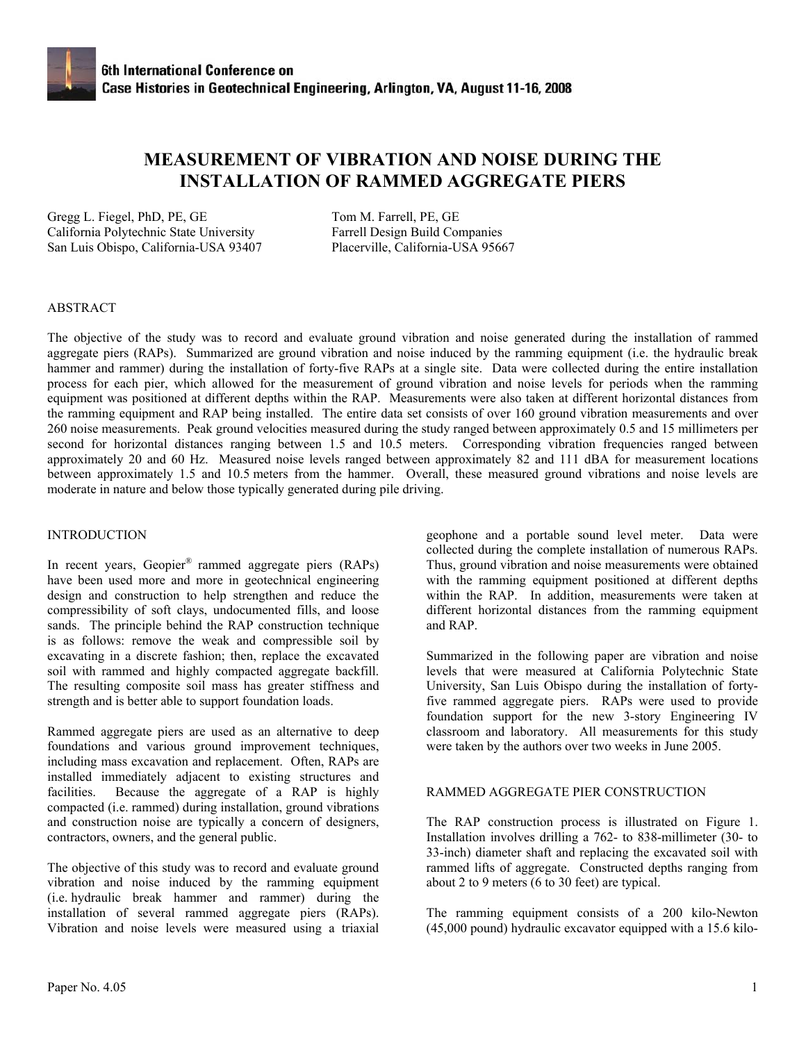# MEASUREMENT OF VIBRATION AND NOISE DURING THE INSTALLATION OF RAMMED AGGREGATE PIERS

Gregg L. Fiegel, PhD, PE, GE
California Polytechnic State University
San Luis Obispo, California-USA 93407

Tom M. Farrell, PE, GE
Farrell Design Build Companies
Placerville, California-USA 95667

## ABSTRACT

The objective of the study was to record and evaluate ground vibration and noise generated during the installation of rammed aggregate piers (RAPs). Summarized are ground vibration and noise induced by the ramming equipment (i.e. the hydraulic break hammer and rammer) during the installation of forty-five RAPs at a single site. Data were collected during the entire installation process for each pier, which allowed for the measurement of ground vibration and noise levels for periods when the ramming equipment was positioned at different depths within the RAP. Measurements were also taken at different horizontal distances from the ramming equipment and RAP being installed. The entire data set consists of over 160 ground vibration measurements and over 260 noise measurements. Peak ground velocities measured during the study ranged between approximately 0.5 and 15 millimeters per second for horizontal distances ranging between 1.5 and 10.5 meters. Corresponding vibration frequencies ranged between approximately 20 and 60 Hz. Measured noise levels ranged between approximately 82 and 111 dBA for measurement locations between approximately 1.5 and 10.5 meters from the hammer. Overall, these measured ground vibrations and noise levels are moderate in nature and below those typically generated during pile driving.

## INTRODUCTION

In recent years, Geopier® rammed aggregate piers (RAPs) have been used more and more in geotechnical engineering design and construction to help strengthen and reduce the compressibility of soft clays, undocumented fills, and loose sands. The principle behind the RAP construction technique is as follows: remove the weak and compressible soil by excavating in a discrete fashion; then, replace the excavated soil with rammed and highly compacted aggregate backfill. The resulting composite soil mass has greater stiffness and strength and is better able to support foundation loads.

Rammed aggregate piers are used as an alternative to deep foundations and various ground improvement techniques, including mass excavation and replacement. Often, RAPs are installed immediately adjacent to existing structures and facilities. Because the aggregate of a RAP is highly compacted (i.e. rammed) during installation, ground vibrations and construction noise are typically a concern of designers, contractors, owners, and the general public.

The objective of this study was to record and evaluate ground vibration and noise induced by the ramming equipment (i.e. hydraulic break hammer and rammer) during the installation of several rammed aggregate piers (RAPs). Vibration and noise levels were measured using a triaxial geophone and a portable sound level meter. Data were collected during the complete installation of numerous RAPs. Thus, ground vibration and noise measurements were obtained with the ramming equipment positioned at different depths within the RAP. In addition, measurements were taken at different horizontal distances from the ramming equipment and RAP.

Summarized in the following paper are vibration and noise levels that were measured at California Polytechnic State University, San Luis Obispo during the installation of forty-five rammed aggregate piers. RAPs were used to provide foundation support for the new 3-story Engineering IV classroom and laboratory. All measurements for this study were taken by the authors over two weeks in June 2005.

## RAMMED AGGREGATE PIER CONSTRUCTION

The RAP construction process is illustrated on Figure 1. Installation involves drilling a 762- to 838-millimeter (30- to 33-inch) diameter shaft and replacing the excavated soil with rammed lifts of aggregate. Constructed depths ranging from about 2 to 9 meters (6 to 30 feet) are typical.

The ramming equipment consists of a 200 kilo-Newton (45,000 pound) hydraulic excavator equipped with a 15.6 kilo-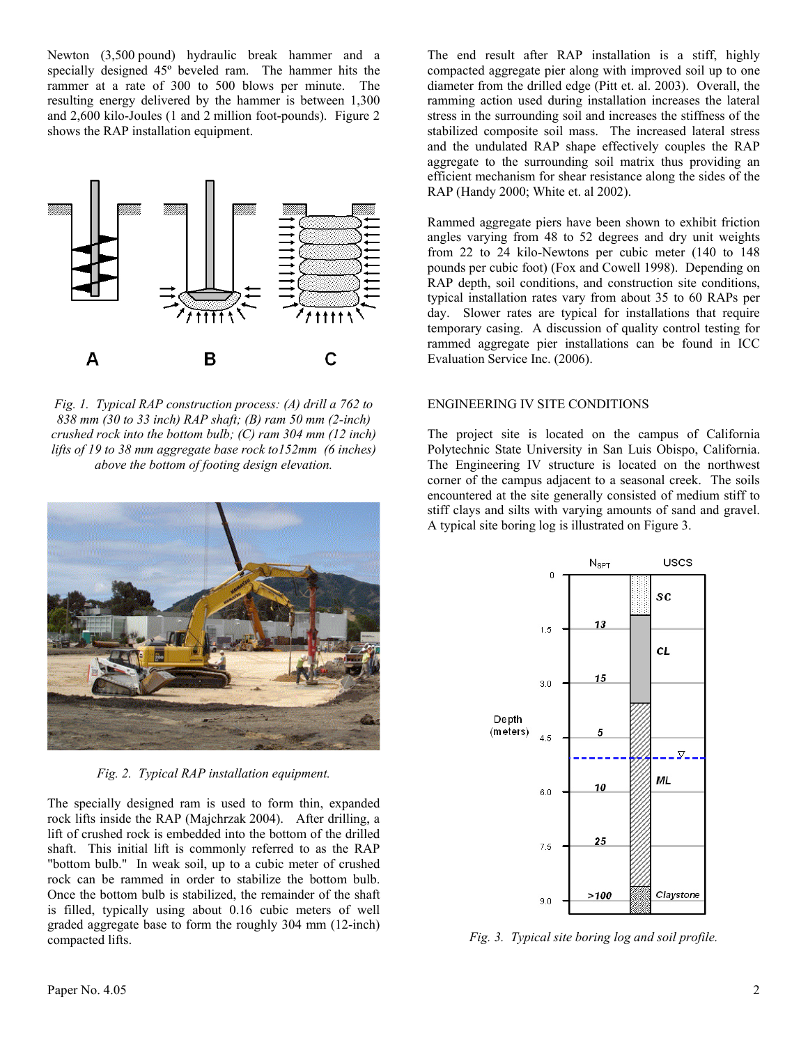Newton (3,500 pound) hydraulic break hammer and a specially designed 45º beveled ram. The hammer hits the rammer at a rate of 300 to 500 blows per minute. The resulting energy delivered by the hammer is between 1,300 and 2,600 kilo-Joules (1 and 2 million foot-pounds). Figure 2 shows the RAP installation equipment.

*Fig. 1. Typical RAP construction process: (A) drill a 762 to 838 mm (30 to 33 inch) RAP shaft; (B) ram 50 mm (2-inch) crushed rock into the bottom bulb; (C) ram 304 mm (12 inch) lifts of 19 to 38 mm aggregate base rock to152mm (6 inches) above the bottom of footing design elevation.*

*Fig. 2. Typical RAP installation equipment.*

The specially designed ram is used to form thin, expanded rock lifts inside the RAP (Majchrzak 2004). After drilling, a lift of crushed rock is embedded into the bottom of the drilled shaft. This initial lift is commonly referred to as the RAP "bottom bulb." In weak soil, up to a cubic meter of crushed rock can be rammed in order to stabilize the bottom bulb. Once the bottom bulb is stabilized, the remainder of the shaft is filled, typically using about 0.16 cubic meters of well graded aggregate base to form the roughly 304 mm (12-inch) compacted lifts.

The end result after RAP installation is a stiff, highly compacted aggregate pier along with improved soil up to one diameter from the drilled edge (Pitt et. al. 2003). Overall, the ramming action used during installation increases the lateral stress in the surrounding soil and increases the stiffness of the stabilized composite soil mass. The increased lateral stress and the undulated RAP shape effectively couples the RAP aggregate to the surrounding soil matrix thus providing an efficient mechanism for shear resistance along the sides of the RAP (Handy 2000; White et. al 2002).

Rammed aggregate piers have been shown to exhibit friction angles varying from 48 to 52 degrees and dry unit weights from 22 to 24 kilo-Newtons per cubic meter (140 to 148 pounds per cubic foot) (Fox and Cowell 1998). Depending on RAP depth, soil conditions, and construction site conditions, typical installation rates vary from about 35 to 60 RAPs per day. Slower rates are typical for installations that require temporary casing. A discussion of quality control testing for rammed aggregate pier installations can be found in ICC Evaluation Service Inc. (2006).

## ENGINEERING IV SITE CONDITIONS

The project site is located on the campus of California Polytechnic State University in San Luis Obispo, California. The Engineering IV structure is located on the northwest corner of the campus adjacent to a seasonal creek. The soils encountered at the site generally consisted of medium stiff to stiff clays and silts with varying amounts of sand and gravel. A typical site boring log is illustrated on Figure 3.

*Fig. 3. Typical site boring log and soil profile.*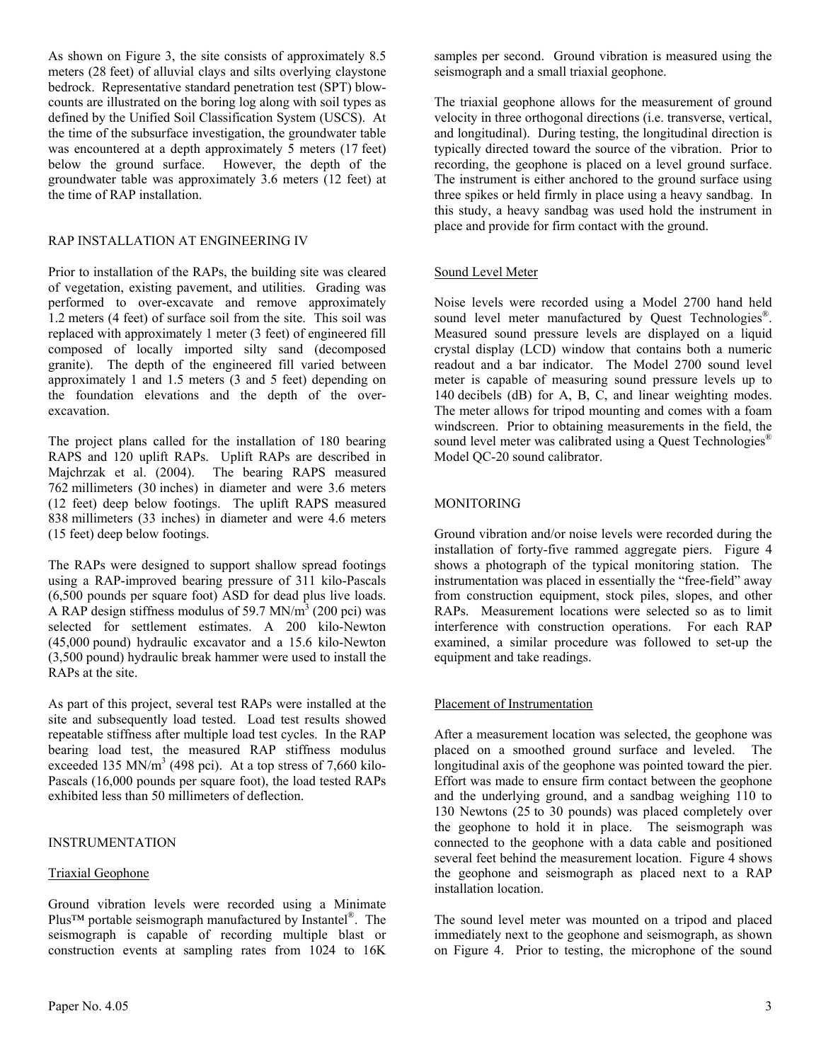As shown on Figure 3, the site consists of approximately 8.5 meters (28 feet) of alluvial clays and silts overlying claystone bedrock. Representative standard penetration test (SPT) blow-counts are illustrated on the boring log along with soil types as defined by the Unified Soil Classification System (USCS). At the time of the subsurface investigation, the groundwater table was encountered at a depth approximately 5 meters (17 feet) below the ground surface. However, the depth of the groundwater table was approximately 3.6 meters (12 feet) at the time of RAP installation.

## RAP INSTALLATION AT ENGINEERING IV

Prior to installation of the RAPs, the building site was cleared of vegetation, existing pavement, and utilities. Grading was performed to over-excavate and remove approximately 1.2 meters (4 feet) of surface soil from the site. This soil was replaced with approximately 1 meter (3 feet) of engineered fill composed of locally imported silty sand (decomposed granite). The depth of the engineered fill varied between approximately 1 and 1.5 meters (3 and 5 feet) depending on the foundation elevations and the depth of the over-excavation.

The project plans called for the installation of 180 bearing RAPS and 120 uplift RAPs. Uplift RAPs are described in Majchrzak et al. (2004). The bearing RAPS measured 762 millimeters (30 inches) in diameter and were 3.6 meters (12 feet) deep below footings. The uplift RAPS measured 838 millimeters (33 inches) in diameter and were 4.6 meters (15 feet) deep below footings.

The RAPs were designed to support shallow spread footings using a RAP-improved bearing pressure of 311 kilo-Pascals (6,500 pounds per square foot) ASD for dead plus live loads. A RAP design stiffness modulus of 59.7 MN/m$^3$ (200 pci) was selected for settlement estimates. A 200 kilo-Newton (45,000 pound) hydraulic excavator and a 15.6 kilo-Newton (3,500 pound) hydraulic break hammer were used to install the RAPs at the site.

As part of this project, several test RAPs were installed at the site and subsequently load tested. Load test results showed repeatable stiffness after multiple load test cycles. In the RAP bearing load test, the measured RAP stiffness modulus exceeded 135 MN/m$^3$ (498 pci). At a top stress of 7,660 kilo-Pascals (16,000 pounds per square foot), the load tested RAPs exhibited less than 50 millimeters of deflection.

## INSTRUMENTATION

### Triaxial Geophone

Ground vibration levels were recorded using a Minimate Plus™ portable seismograph manufactured by Instantel®. The seismograph is capable of recording multiple blast or construction events at sampling rates from 1024 to 16K samples per second. Ground vibration is measured using the seismograph and a small triaxial geophone.

The triaxial geophone allows for the measurement of ground velocity in three orthogonal directions (i.e. transverse, vertical, and longitudinal). During testing, the longitudinal direction is typically directed toward the source of the vibration. Prior to recording, the geophone is placed on a level ground surface. The instrument is either anchored to the ground surface using three spikes or held firmly in place using a heavy sandbag. In this study, a heavy sandbag was used hold the instrument in place and provide for firm contact with the ground.

### Sound Level Meter

Noise levels were recorded using a Model 2700 hand held sound level meter manufactured by Quest Technologies®. Measured sound pressure levels are displayed on a liquid crystal display (LCD) window that contains both a numeric readout and a bar indicator. The Model 2700 sound level meter is capable of measuring sound pressure levels up to 140 decibels (dB) for A, B, C, and linear weighting modes. The meter allows for tripod mounting and comes with a foam windscreen. Prior to obtaining measurements in the field, the sound level meter was calibrated using a Quest Technologies® Model QC-20 sound calibrator.

## MONITORING

Ground vibration and/or noise levels were recorded during the installation of forty-five rammed aggregate piers. Figure 4 shows a photograph of the typical monitoring station. The instrumentation was placed in essentially the "free-field" away from construction equipment, stock piles, slopes, and other RAPs. Measurement locations were selected so as to limit interference with construction operations. For each RAP examined, a similar procedure was followed to set-up the equipment and take readings.

### Placement of Instrumentation

After a measurement location was selected, the geophone was placed on a smoothed ground surface and leveled. The longitudinal axis of the geophone was pointed toward the pier. Effort was made to ensure firm contact between the geophone and the underlying ground, and a sandbag weighing 110 to 130 Newtons (25 to 30 pounds) was placed completely over the geophone to hold it in place. The seismograph was connected to the geophone with a data cable and positioned several feet behind the measurement location. Figure 4 shows the geophone and seismograph as placed next to a RAP installation location.

The sound level meter was mounted on a tripod and placed immediately next to the geophone and seismograph, as shown on Figure 4. Prior to testing, the microphone of the sound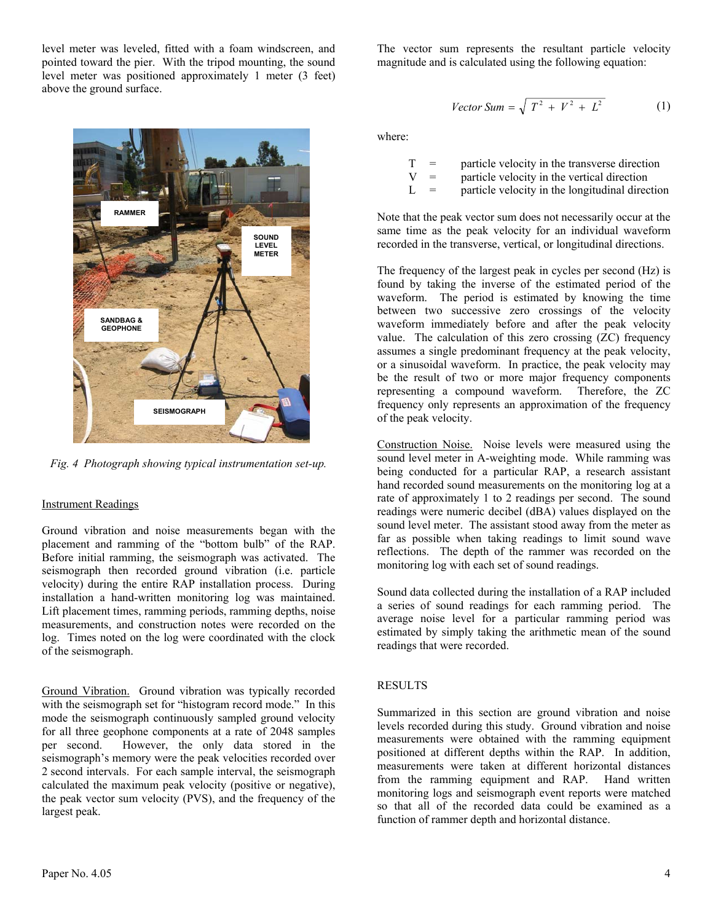level meter was leveled, fitted with a foam windscreen, and pointed toward the pier. With the tripod mounting, the sound level meter was positioned approximately 1 meter (3 feet) above the ground surface.

*Fig. 4 Photograph showing typical instrumentation set-up.*

### Instrument Readings

Ground vibration and noise measurements began with the placement and ramming of the "bottom bulb" of the RAP. Before initial ramming, the seismograph was activated. The seismograph then recorded ground vibration (i.e. particle velocity) during the entire RAP installation process. During installation a hand-written monitoring log was maintained. Lift placement times, ramming periods, ramming depths, noise measurements, and construction notes were recorded on the log. Times noted on the log were coordinated with the clock of the seismograph.

Ground Vibration. Ground vibration was typically recorded with the seismograph set for "histogram record mode." In this mode the seismograph continuously sampled ground velocity for all three geophone components at a rate of 2048 samples per second. However, the only data stored in the seismograph's memory were the peak velocities recorded over 2 second intervals. For each sample interval, the seismograph calculated the maximum peak velocity (positive or negative), the peak vector sum velocity (PVS), and the frequency of the largest peak.

The vector sum represents the resultant particle velocity magnitude and is calculated using the following equation:

$$Vector\ Sum = \sqrt{T^2 + V^2 + L^2} \tag{1}$$

where:

- T = particle velocity in the transverse direction
- V = particle velocity in the vertical direction
- L = particle velocity in the longitudinal direction

Note that the peak vector sum does not necessarily occur at the same time as the peak velocity for an individual waveform recorded in the transverse, vertical, or longitudinal directions.

The frequency of the largest peak in cycles per second (Hz) is found by taking the inverse of the estimated period of the waveform. The period is estimated by knowing the time between two successive zero crossings of the velocity waveform immediately before and after the peak velocity value. The calculation of this zero crossing (ZC) frequency assumes a single predominant frequency at the peak velocity, or a sinusoidal waveform. In practice, the peak velocity may be the result of two or more major frequency components representing a compound waveform. Therefore, the ZC frequency only represents an approximation of the frequency of the peak velocity.

Construction Noise. Noise levels were measured using the sound level meter in A-weighting mode. While ramming was being conducted for a particular RAP, a research assistant hand recorded sound measurements on the monitoring log at a rate of approximately 1 to 2 readings per second. The sound readings were numeric decibel (dBA) values displayed on the sound level meter. The assistant stood away from the meter as far as possible when taking readings to limit sound wave reflections. The depth of the rammer was recorded on the monitoring log with each set of sound readings.

Sound data collected during the installation of a RAP included a series of sound readings for each ramming period. The average noise level for a particular ramming period was estimated by simply taking the arithmetic mean of the sound readings that were recorded.

## RESULTS

Summarized in this section are ground vibration and noise levels recorded during this study. Ground vibration and noise measurements were obtained with the ramming equipment positioned at different depths within the RAP. In addition, measurements were taken at different horizontal distances from the ramming equipment and RAP. Hand written monitoring logs and seismograph event reports were matched so that all of the recorded data could be examined as a function of rammer depth and horizontal distance.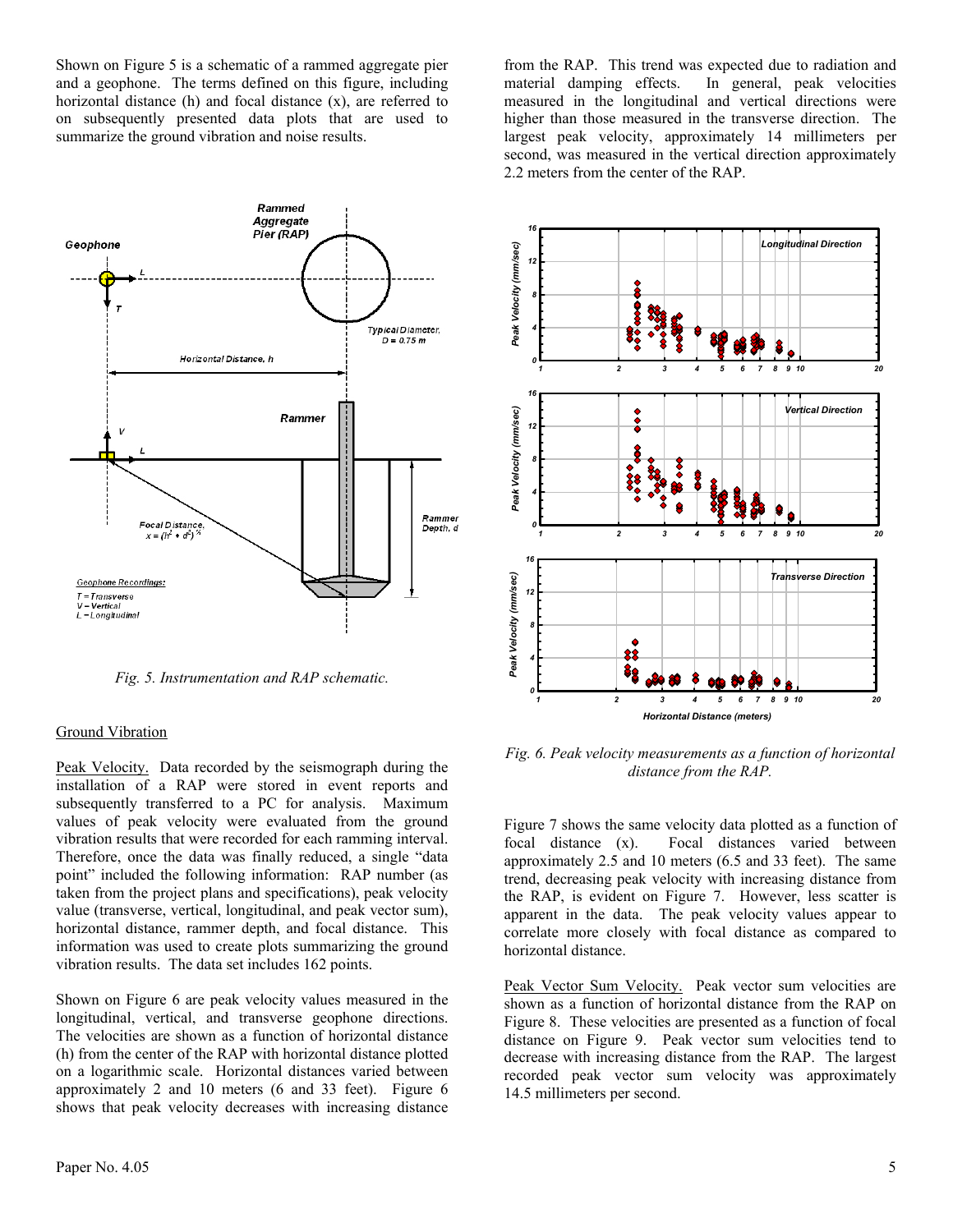Shown on Figure 5 is a schematic of a rammed aggregate pier and a geophone. The terms defined on this figure, including horizontal distance (h) and focal distance (x), are referred to on subsequently presented data plots that are used to summarize the ground vibration and noise results.

*Fig. 5. Instrumentation and RAP schematic.*

Ground Vibration

Peak Velocity. Data recorded by the seismograph during the installation of a RAP were stored in event reports and subsequently transferred to a PC for analysis. Maximum values of peak velocity were evaluated from the ground vibration results that were recorded for each ramming interval. Therefore, once the data was finally reduced, a single "data point" included the following information: RAP number (as taken from the project plans and specifications), peak velocity value (transverse, vertical, longitudinal, and peak vector sum), horizontal distance, rammer depth, and focal distance. This information was used to create plots summarizing the ground vibration results. The data set includes 162 points.

Shown on Figure 6 are peak velocity values measured in the longitudinal, vertical, and transverse geophone directions. The velocities are shown as a function of horizontal distance (h) from the center of the RAP with horizontal distance plotted on a logarithmic scale. Horizontal distances varied between approximately 2 and 10 meters (6 and 33 feet). Figure 6 shows that peak velocity decreases with increasing distance from the RAP. This trend was expected due to radiation and material damping effects. In general, peak velocities measured in the longitudinal and vertical directions were higher than those measured in the transverse direction. The largest peak velocity, approximately 14 millimeters per second, was measured in the vertical direction approximately 2.2 meters from the center of the RAP.

*Fig. 6. Peak velocity measurements as a function of horizontal distance from the RAP.*

Figure 7 shows the same velocity data plotted as a function of focal distance (x). Focal distances varied between approximately 2.5 and 10 meters (6.5 and 33 feet). The same trend, decreasing peak velocity with increasing distance from the RAP, is evident on Figure 7. However, less scatter is apparent in the data. The peak velocity values appear to correlate more closely with focal distance as compared to horizontal distance.

Peak Vector Sum Velocity. Peak vector sum velocities are shown as a function of horizontal distance from the RAP on Figure 8. These velocities are presented as a function of focal distance on Figure 9. Peak vector sum velocities tend to decrease with increasing distance from the RAP. The largest recorded peak vector sum velocity was approximately 14.5 millimeters per second.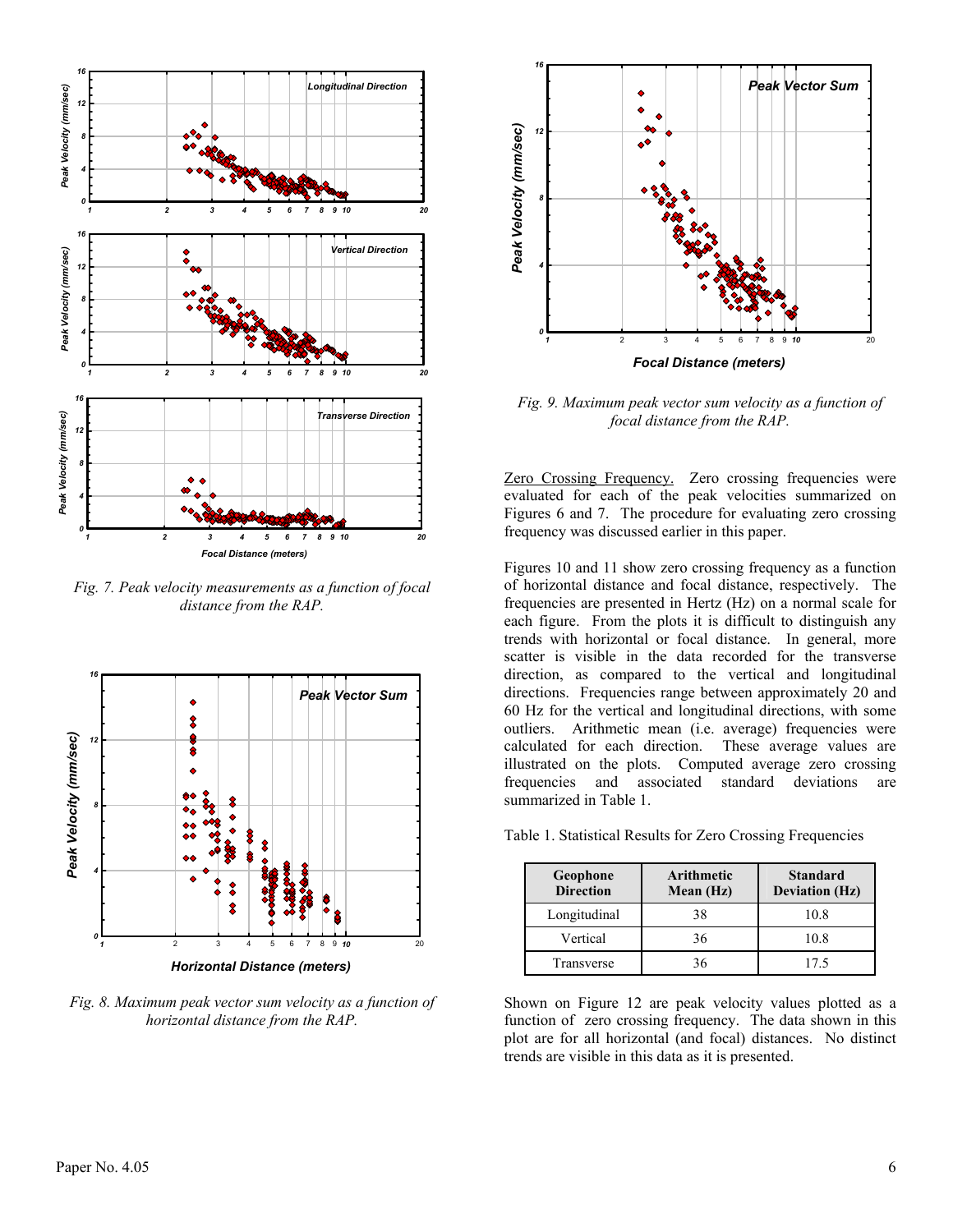*Fig. 7. Peak velocity measurements as a function of focal distance from the RAP.*

*Fig. 8. Maximum peak vector sum velocity as a function of horizontal distance from the RAP.*

*Fig. 9. Maximum peak vector sum velocity as a function of focal distance from the RAP.*

Zero Crossing Frequency. Zero crossing frequencies were evaluated for each of the peak velocities summarized on Figures 6 and 7. The procedure for evaluating zero crossing frequency was discussed earlier in this paper.

Figures 10 and 11 show zero crossing frequency as a function of horizontal distance and focal distance, respectively. The frequencies are presented in Hertz (Hz) on a normal scale for each figure. From the plots it is difficult to distinguish any trends with horizontal or focal distance. In general, more scatter is visible in the data recorded for the transverse direction, as compared to the vertical and longitudinal directions. Frequencies range between approximately 20 and 60 Hz for the vertical and longitudinal directions, with some outliers. Arithmetic mean (i.e. average) frequencies were calculated for each direction. These average values are illustrated on the plots. Computed average zero crossing frequencies and associated standard deviations are summarized in Table 1.

Table 1. Statistical Results for Zero Crossing Frequencies

| Geophone Direction | Arithmetic Mean (Hz) | Standard Deviation (Hz) |
|---|---|---|
| Longitudinal | 38 | 10.8 |
| Vertical | 36 | 10.8 |
| Transverse | 36 | 17.5 |

Shown on Figure 12 are peak velocity values plotted as a function of zero crossing frequency. The data shown in this plot are for all horizontal (and focal) distances. No distinct trends are visible in this data as it is presented.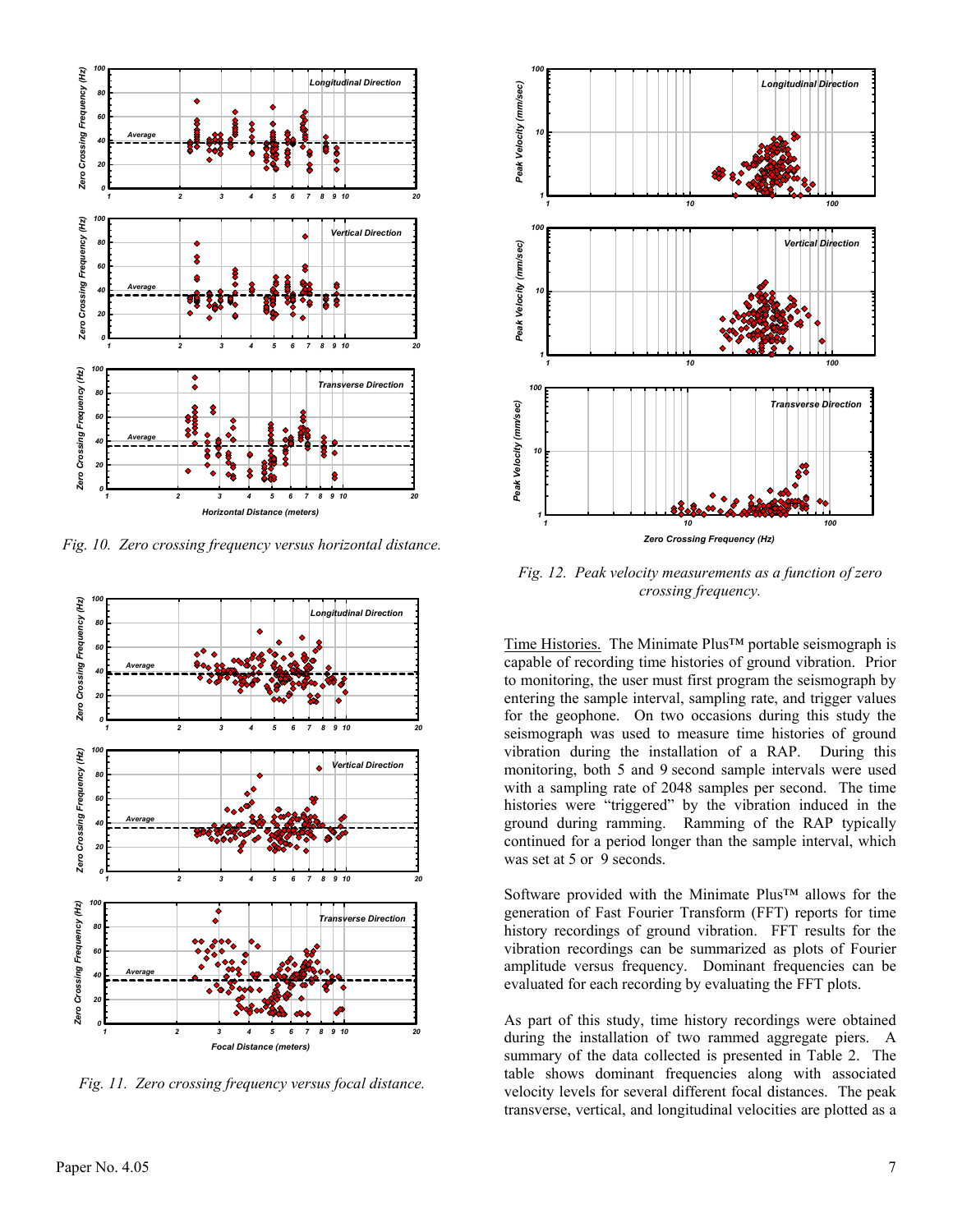Fig. 10. *Zero crossing frequency versus horizontal distance.*

Fig. 11. *Zero crossing frequency versus focal distance.*

Fig. 12. *Peak velocity measurements as a function of zero crossing frequency.*

Time Histories. The Minimate Plus™ portable seismograph is capable of recording time histories of ground vibration. Prior to monitoring, the user must first program the seismograph by entering the sample interval, sampling rate, and trigger values for the geophone. On two occasions during this study the seismograph was used to measure time histories of ground vibration during the installation of a RAP. During this monitoring, both 5 and 9 second sample intervals were used with a sampling rate of 2048 samples per second. The time histories were "triggered" by the vibration induced in the ground during ramming. Ramming of the RAP typically continued for a period longer than the sample interval, which was set at 5 or 9 seconds.

Software provided with the Minimate Plus™ allows for the generation of Fast Fourier Transform (FFT) reports for time history recordings of ground vibration. FFT results for the vibration recordings can be summarized as plots of Fourier amplitude versus frequency. Dominant frequencies can be evaluated for each recording by evaluating the FFT plots.

As part of this study, time history recordings were obtained during the installation of two rammed aggregate piers. A summary of the data collected is presented in Table 2. The table shows dominant frequencies along with associated velocity levels for several different focal distances. The peak transverse, vertical, and longitudinal velocities are plotted as a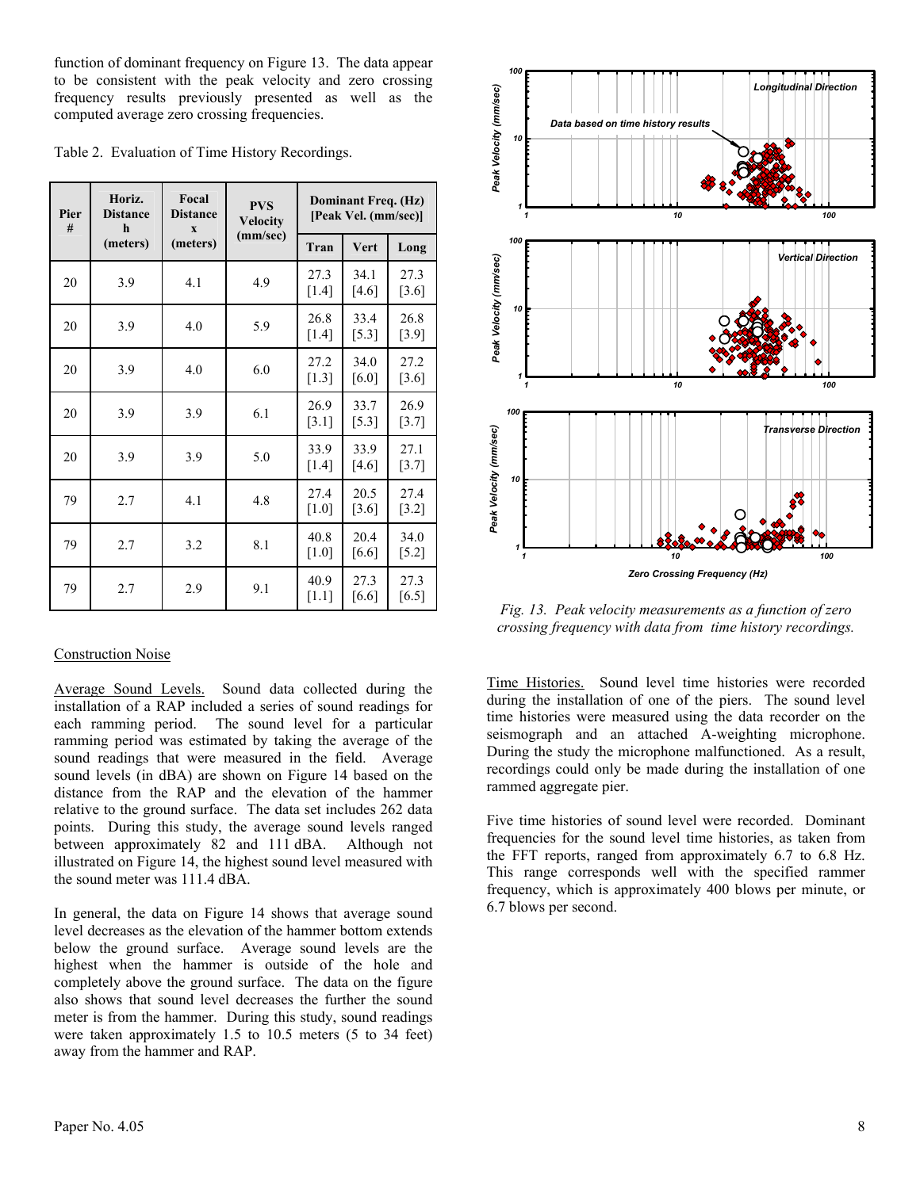function of dominant frequency on Figure 13. The data appear to be consistent with the peak velocity and zero crossing frequency results previously presented as well as the computed average zero crossing frequencies.

Table 2. Evaluation of Time History Recordings.

| Pier # | Horiz. Distance h (meters) | Focal Distance x (meters) | PVS Velocity (mm/sec) | Dominant Freq. (Hz) [Peak Vel. (mm/sec)] | | |
|---|---|---|---|---|---|---|
| | | | | Tran | Vert | Long |
| 20 | 3.9 | 4.1 | 4.9 | 27.3 [1.4] | 34.1 [4.6] | 27.3 [3.6] |
| 20 | 3.9 | 4.0 | 5.9 | 26.8 [1.4] | 33.4 [5.3] | 26.8 [3.9] |
| 20 | 3.9 | 4.0 | 6.0 | 27.2 [1.3] | 34.0 [6.0] | 27.2 [3.6] |
| 20 | 3.9 | 3.9 | 6.1 | 26.9 [3.1] | 33.7 [5.3] | 26.9 [3.7] |
| 20 | 3.9 | 3.9 | 5.0 | 33.9 [1.4] | 33.9 [4.6] | 27.1 [3.7] |
| 79 | 2.7 | 4.1 | 4.8 | 27.4 [1.0] | 20.5 [3.6] | 27.4 [3.2] |
| 79 | 2.7 | 3.2 | 8.1 | 40.8 [1.0] | 20.4 [6.6] | 34.0 [5.2] |
| 79 | 2.7 | 2.9 | 9.1 | 40.9 [1.1] | 27.3 [6.6] | 27.3 [6.5] |

Construction Noise

Average Sound Levels. Sound data collected during the installation of a RAP included a series of sound readings for each ramming period. The sound level for a particular ramming period was estimated by taking the average of the sound readings that were measured in the field. Average sound levels (in dBA) are shown on Figure 14 based on the distance from the RAP and the elevation of the hammer relative to the ground surface. The data set includes 262 data points. During this study, the average sound levels ranged between approximately 82 and 111 dBA. Although not illustrated on Figure 14, the highest sound level measured with the sound meter was 111.4 dBA.

In general, the data on Figure 14 shows that average sound level decreases as the elevation of the hammer bottom extends below the ground surface. Average sound levels are the highest when the hammer is outside of the hole and completely above the ground surface. The data on the figure also shows that sound level decreases the further the sound meter is from the hammer. During this study, sound readings were taken approximately 1.5 to 10.5 meters (5 to 34 feet) away from the hammer and RAP.

*Fig. 13. Peak velocity measurements as a function of zero crossing frequency with data from time history recordings.*

Time Histories. Sound level time histories were recorded during the installation of one of the piers. The sound level time histories were measured using the data recorder on the seismograph and an attached A-weighting microphone. During the study the microphone malfunctioned. As a result, recordings could only be made during the installation of one rammed aggregate pier.

Five time histories of sound level were recorded. Dominant frequencies for the sound level time histories, as taken from the FFT reports, ranged from approximately 6.7 to 6.8 Hz. This range corresponds well with the specified rammer frequency, which is approximately 400 blows per minute, or 6.7 blows per second.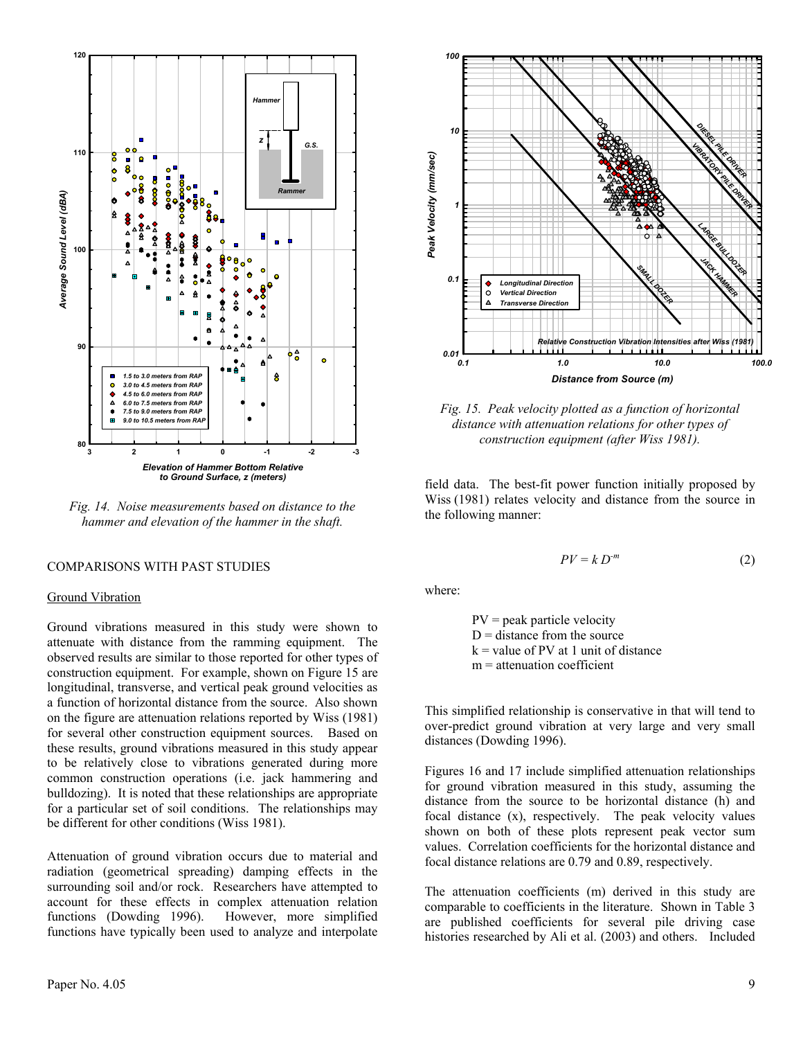*Fig. 14. Noise measurements based on distance to the hammer and elevation of the hammer in the shaft.*

*Fig. 15. Peak velocity plotted as a function of horizontal distance with attenuation relations for other types of construction equipment (after Wiss 1981).*

## COMPARISONS WITH PAST STUDIES

### Ground Vibration

Ground vibrations measured in this study were shown to attenuate with distance from the ramming equipment. The observed results are similar to those reported for other types of construction equipment. For example, shown on Figure 15 are longitudinal, transverse, and vertical peak ground velocities as a function of horizontal distance from the source. Also shown on the figure are attenuation relations reported by Wiss (1981) for several other construction equipment sources. Based on these results, ground vibrations measured in this study appear to be relatively close to vibrations generated during more common construction operations (i.e. jack hammering and bulldozing). It is noted that these relationships are appropriate for a particular set of soil conditions. The relationships may be different for other conditions (Wiss 1981).

Attenuation of ground vibration occurs due to material and radiation (geometrical spreading) damping effects in the surrounding soil and/or rock. Researchers have attempted to account for these effects in complex attenuation relation functions (Dowding 1996). However, more simplified functions have typically been used to analyze and interpolate field data. The best-fit power function initially proposed by Wiss (1981) relates velocity and distance from the source in the following manner:

$$PV = k\,D^{-m} \tag{2}$$

where:

PV = peak particle velocity
D = distance from the source
k = value of PV at 1 unit of distance
m = attenuation coefficient

This simplified relationship is conservative in that will tend to over-predict ground vibration at very large and very small distances (Dowding 1996).

Figures 16 and 17 include simplified attenuation relationships for ground vibration measured in this study, assuming the distance from the source to be horizontal distance (h) and focal distance (x), respectively. The peak velocity values shown on both of these plots represent peak vector sum values. Correlation coefficients for the horizontal distance and focal distance relations are 0.79 and 0.89, respectively.

The attenuation coefficients (m) derived in this study are comparable to coefficients in the literature. Shown in Table 3 are published coefficients for several pile driving case histories researched by Ali et al. (2003) and others. Included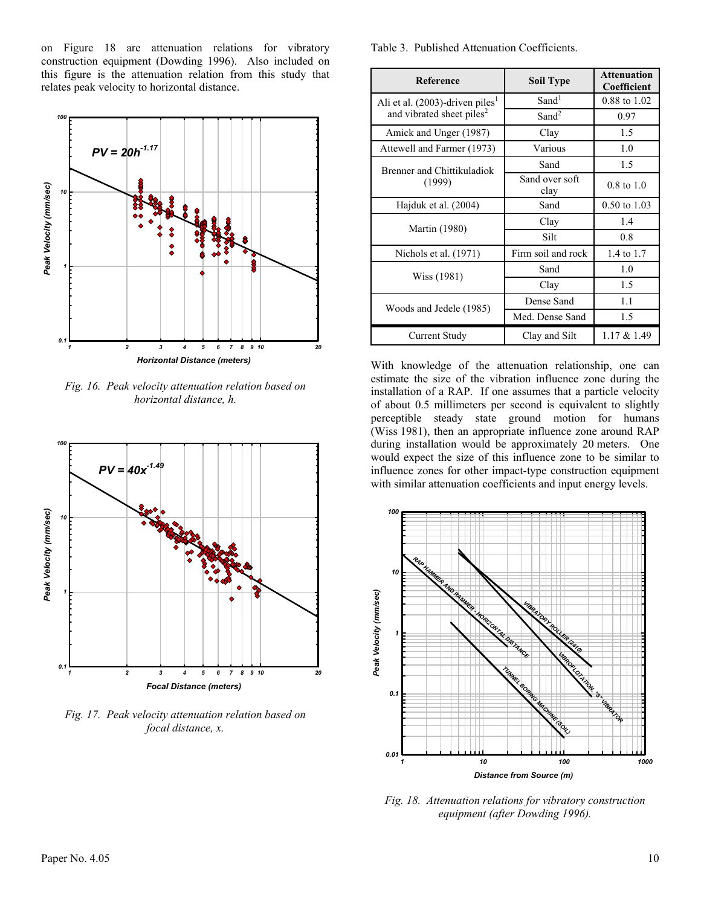on Figure 18 are attenuation relations for vibratory construction equipment (Dowding 1996). Also included on this figure is the attenuation relation from this study that relates peak velocity to horizontal distance.

*Fig. 16. Peak velocity attenuation relation based on horizontal distance, h.*

*Fig. 17. Peak velocity attenuation relation based on focal distance, x.*

Table 3. Published Attenuation Coefficients.

| Reference | Soil Type | Attenuation Coefficient |
|---|---|---|
| Ali et al. (2003)-driven piles[1] and vibrated sheet piles[2] | Sand[1] | 0.88 to 1.02 |
| | Sand[2] | 0.97 |
| Amick and Unger (1987) | Clay | 1.5 |
| Attewell and Farmer (1973) | Various | 1.0 |
| Brenner and Chittikuladiok (1999) | Sand | 1.5 |
| | Sand over soft clay | 0.8 to 1.0 |
| Hajduk et al. (2004) | Sand | 0.50 to 1.03 |
| Martin (1980) | Clay | 1.4 |
| | Silt | 0.8 |
| Nichols et al. (1971) | Firm soil and rock | 1.4 to 1.7 |
| Wiss (1981) | Sand | 1.0 |
| | Clay | 1.5 |
| Woods and Jedele (1985) | Dense Sand | 1.1 |
| | Med. Dense Sand | 1.5 |
| Current Study | Clay and Silt | 1.17 & 1.49 |

With knowledge of the attenuation relationship, one can estimate the size of the vibration influence zone during the installation of a RAP. If one assumes that a particle velocity of about 0.5 millimeters per second is equivalent to slightly perceptible steady state ground motion for humans (Wiss 1981), then an appropriate influence zone around RAP during installation would be approximately 20 meters. One would expect the size of this influence zone to be similar to influence zones for other impact-type construction equipment with similar attenuation coefficients and input energy levels.

*Fig. 18. Attenuation relations for vibratory construction equipment (after Dowding 1996).*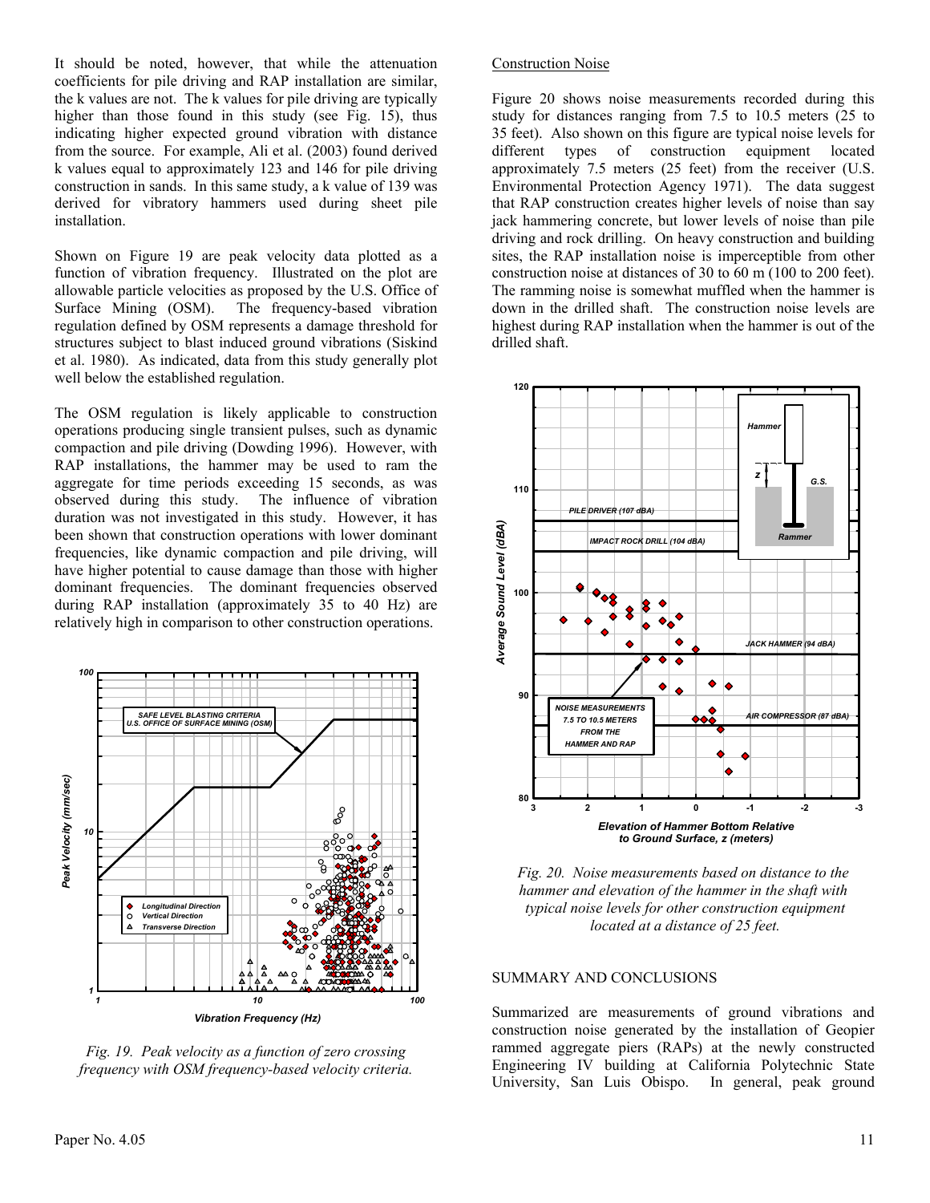It should be noted, however, that while the attenuation coefficients for pile driving and RAP installation are similar, the k values are not. The k values for pile driving are typically higher than those found in this study (see Fig. 15), thus indicating higher expected ground vibration with distance from the source. For example, Ali et al. (2003) found derived k values equal to approximately 123 and 146 for pile driving construction in sands. In this same study, a k value of 139 was derived for vibratory hammers used during sheet pile installation.

Shown on Figure 19 are peak velocity data plotted as a function of vibration frequency. Illustrated on the plot are allowable particle velocities as proposed by the U.S. Office of Surface Mining (OSM). The frequency-based vibration regulation defined by OSM represents a damage threshold for structures subject to blast induced ground vibrations (Siskind et al. 1980). As indicated, data from this study generally plot well below the established regulation.

The OSM regulation is likely applicable to construction operations producing single transient pulses, such as dynamic compaction and pile driving (Dowding 1996). However, with RAP installations, the hammer may be used to ram the aggregate for time periods exceeding 15 seconds, as was observed during this study. The influence of vibration duration was not investigated in this study. However, it has been shown that construction operations with lower dominant frequencies, like dynamic compaction and pile driving, will have higher potential to cause damage than those with higher dominant frequencies. The dominant frequencies observed during RAP installation (approximately 35 to 40 Hz) are relatively high in comparison to other construction operations.

*Fig. 19. Peak velocity as a function of zero crossing frequency with OSM frequency-based velocity criteria.*

## Construction Noise

Figure 20 shows noise measurements recorded during this study for distances ranging from 7.5 to 10.5 meters (25 to 35 feet). Also shown on this figure are typical noise levels for different types of construction equipment located approximately 7.5 meters (25 feet) from the receiver (U.S. Environmental Protection Agency 1971). The data suggest that RAP construction creates higher levels of noise than say jack hammering concrete, but lower levels of noise than pile driving and rock drilling. On heavy construction and building sites, the RAP installation noise is imperceptible from other construction noise at distances of 30 to 60 m (100 to 200 feet). The ramming noise is somewhat muffled when the hammer is down in the drilled shaft. The construction noise levels are highest during RAP installation when the hammer is out of the drilled shaft.

*Fig. 20. Noise measurements based on distance to the hammer and elevation of the hammer in the shaft with typical noise levels for other construction equipment located at a distance of 25 feet.*

## SUMMARY AND CONCLUSIONS

Summarized are measurements of ground vibrations and construction noise generated by the installation of Geopier rammed aggregate piers (RAPs) at the newly constructed Engineering IV building at California Polytechnic State University, San Luis Obispo. In general, peak ground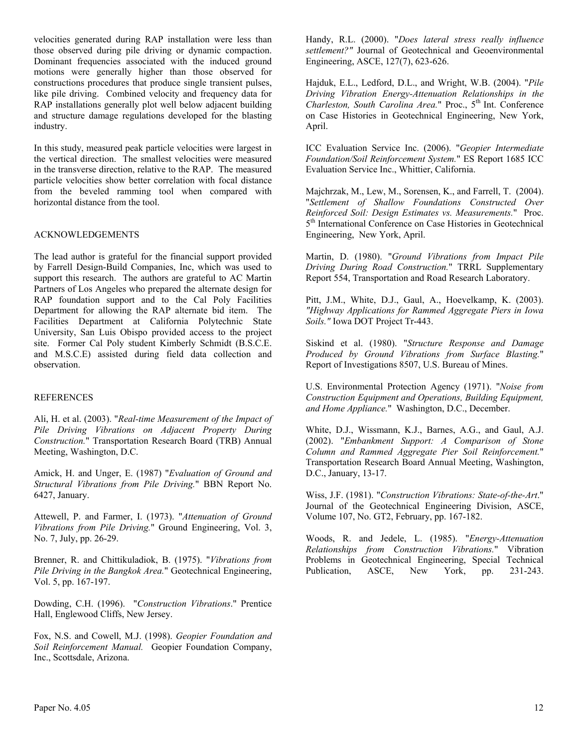velocities generated during RAP installation were less than those observed during pile driving or dynamic compaction. Dominant frequencies associated with the induced ground motions were generally higher than those observed for constructions procedures that produce single transient pulses, like pile driving. Combined velocity and frequency data for RAP installations generally plot well below adjacent building and structure damage regulations developed for the blasting industry.

In this study, measured peak particle velocities were largest in the vertical direction. The smallest velocities were measured in the transverse direction, relative to the RAP. The measured particle velocities show better correlation with focal distance from the beveled ramming tool when compared with horizontal distance from the tool.

## ACKNOWLEDGEMENTS

The lead author is grateful for the financial support provided by Farrell Design-Build Companies, Inc, which was used to support this research. The authors are grateful to AC Martin Partners of Los Angeles who prepared the alternate design for RAP foundation support and to the Cal Poly Facilities Department for allowing the RAP alternate bid item. The Facilities Department at California Polytechnic State University, San Luis Obispo provided access to the project site. Former Cal Poly student Kimberly Schmidt (B.S.C.E. and M.S.C.E) assisted during field data collection and observation.

## REFERENCES

Ali, H. et al. (2003). "*Real-time Measurement of the Impact of Pile Driving Vibrations on Adjacent Property During Construction.*" Transportation Research Board (TRB) Annual Meeting, Washington, D.C.

Amick, H. and Unger, E. (1987) "*Evaluation of Ground and Structural Vibrations from Pile Driving.*" BBN Report No. 6427, January.

Attewell, P. and Farmer, I. (1973). "*Attenuation of Ground Vibrations from Pile Driving.*" Ground Engineering, Vol. 3, No. 7, July, pp. 26-29.

Brenner, R. and Chittikuladiok, B. (1975). "*Vibrations from Pile Driving in the Bangkok Area.*" Geotechnical Engineering, Vol. 5, pp. 167-197.

Dowding, C.H. (1996). "*Construction Vibrations*." Prentice Hall, Englewood Cliffs, New Jersey.

Fox, N.S. and Cowell, M.J. (1998). *Geopier Foundation and Soil Reinforcement Manual.* Geopier Foundation Company, Inc., Scottsdale, Arizona.

Handy, R.L. (2000). "*Does lateral stress really influence settlement?"* Journal of Geotechnical and Geoenvironmental Engineering, ASCE, 127(7), 623-626.

Hajduk, E.L., Ledford, D.L., and Wright, W.B. (2004). "*Pile Driving Vibration Energy-Attenuation Relationships in the Charleston, South Carolina Area.*" Proc., 5th Int. Conference on Case Histories in Geotechnical Engineering, New York, April.

ICC Evaluation Service Inc. (2006). "*Geopier Intermediate Foundation/Soil Reinforcement System.*" ES Report 1685 ICC Evaluation Service Inc., Whittier, California.

Majchrzak, M., Lew, M., Sorensen, K., and Farrell, T. (2004). "*Settlement of Shallow Foundations Constructed Over Reinforced Soil: Design Estimates vs. Measurements.*" Proc. 5th International Conference on Case Histories in Geotechnical Engineering, New York, April.

Martin, D. (1980). "*Ground Vibrations from Impact Pile Driving During Road Construction.*" TRRL Supplementary Report 554, Transportation and Road Research Laboratory.

Pitt, J.M., White, D.J., Gaul, A., Hoevelkamp, K. (2003). *"Highway Applications for Rammed Aggregate Piers in Iowa Soils."* Iowa DOT Project Tr-443.

Siskind et al. (1980). "*Structure Response and Damage Produced by Ground Vibrations from Surface Blasting.*" Report of Investigations 8507, U.S. Bureau of Mines.

U.S. Environmental Protection Agency (1971). "*Noise from Construction Equipment and Operations, Building Equipment, and Home Appliance.*" Washington, D.C., December.

White, D.J., Wissmann, K.J., Barnes, A.G., and Gaul, A.J. (2002). "*Embankment Support: A Comparison of Stone Column and Rammed Aggregate Pier Soil Reinforcement.*" Transportation Research Board Annual Meeting, Washington, D.C., January, 13-17.

Wiss, J.F. (1981). "*Construction Vibrations: State-of-the-Art*." Journal of the Geotechnical Engineering Division, ASCE, Volume 107, No. GT2, February, pp. 167-182.

Woods, R. and Jedele, L. (1985). "*Energy-Attenuation Relationships from Construction Vibrations.*" Vibration Problems in Geotechnical Engineering, Special Technical Publication, ASCE, New York, pp. 231-243.